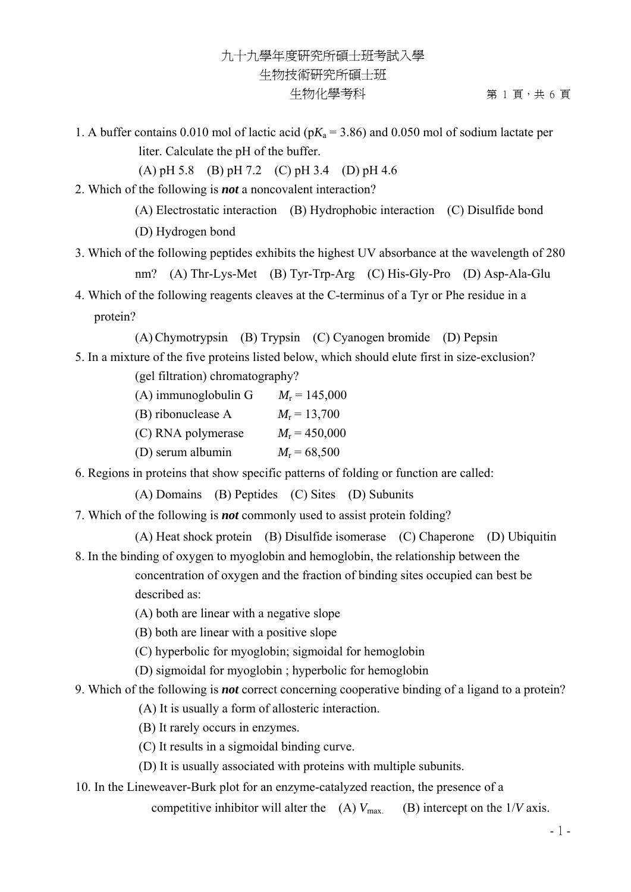九十九學年度研究所碩士班考試入學

生物技術研究所碩士班

生物化學考科

1. A buffer contains 0.010 mol of lactic acid (p$K_a$ = 3.86) and 0.050 mol of sodium lactate per liter. Calculate the pH of the buffer.

   (A) pH 5.8 (B) pH 7.2 (C) pH 3.4 (D) pH 4.6

2. Which of the following is ***not*** a noncovalent interaction?

   (A) Electrostatic interaction (B) Hydrophobic interaction (C) Disulfide bond (D) Hydrogen bond

3. Which of the following peptides exhibits the highest UV absorbance at the wavelength of 280 nm? (A) Thr-Lys-Met (B) Tyr-Trp-Arg (C) His-Gly-Pro (D) Asp-Ala-Glu

4. Which of the following reagents cleaves at the C-terminus of a Tyr or Phe residue in a protein?

   (A) Chymotrypsin (B) Trypsin (C) Cyanogen bromide (D) Pepsin

5. In a mixture of the five proteins listed below, which should elute first in size-exclusion? (gel filtration) chromatography?

   (A) immunoglobulin G $M_r$ = 145,000
   (B) ribonuclease A $M_r$ = 13,700
   (C) RNA polymerase $M_r$ = 450,000
   (D) serum albumin $M_r$ = 68,500

6. Regions in proteins that show specific patterns of folding or function are called:

   (A) Domains (B) Peptides (C) Sites (D) Subunits

7. Which of the following is ***not*** commonly used to assist protein folding?

   (A) Heat shock protein (B) Disulfide isomerase (C) Chaperone (D) Ubiquitin

8. In the binding of oxygen to myoglobin and hemoglobin, the relationship between the concentration of oxygen and the fraction of binding sites occupied can best be described as:

   (A) both are linear with a negative slope
   (B) both are linear with a positive slope
   (C) hyperbolic for myoglobin; sigmoidal for hemoglobin
   (D) sigmoidal for myoglobin ; hyperbolic for hemoglobin

9. Which of the following is ***not*** correct concerning cooperative binding of a ligand to a protein?

   (A) It is usually a form of allosteric interaction.
   (B) It rarely occurs in enzymes.
   (C) It results in a sigmoidal binding curve.
   (D) It is usually associated with proteins with multiple subunits.

10. In the Lineweaver-Burk plot for an enzyme-catalyzed reaction, the presence of a competitive inhibitor will alter the (A) $V_{max.}$ (B) intercept on the $1/V$ axis.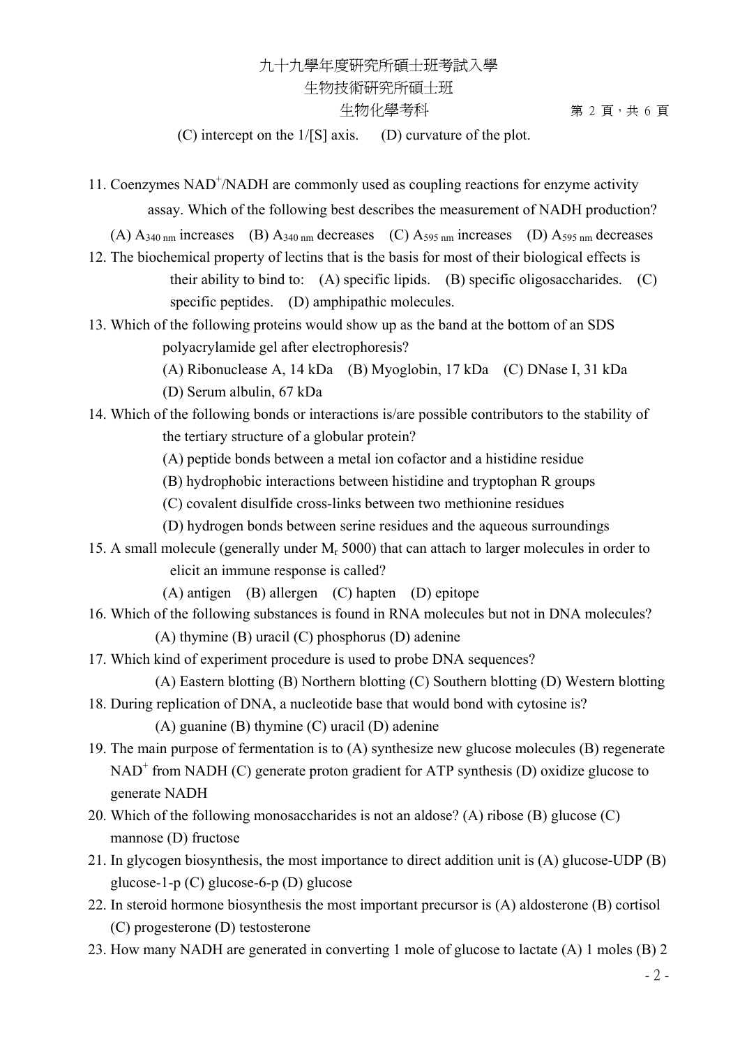(C) intercept on the 1/[S] axis.  (D) curvature of the plot.

11. Coenzymes $NAD^+$/NADH are commonly used as coupling reactions for enzyme activity assay. Which of the following best describes the measurement of NADH production?
    (A) $A_{340\ nm}$ increases  (B) $A_{340\ nm}$ decreases  (C) $A_{595\ nm}$ increases  (D) $A_{595\ nm}$ decreases
12. The biochemical property of lectins that is the basis for most of their biological effects is their ability to bind to:  (A) specific lipids.  (B) specific oligosaccharides.  (C) specific peptides.  (D) amphipathic molecules.
13. Which of the following proteins would show up as the band at the bottom of an SDS polyacrylamide gel after electrophoresis?
    (A) Ribonuclease A, 14 kDa  (B) Myoglobin, 17 kDa  (C) DNase I, 31 kDa
    (D) Serum albulin, 67 kDa
14. Which of the following bonds or interactions is/are possible contributors to the stability of the tertiary structure of a globular protein?
    (A) peptide bonds between a metal ion cofactor and a histidine residue
    (B) hydrophobic interactions between histidine and tryptophan R groups
    (C) covalent disulfide cross-links between two methionine residues
    (D) hydrogen bonds between serine residues and the aqueous surroundings
15. A small molecule (generally under $M_r$ 5000) that can attach to larger molecules in order to elicit an immune response is called?
    (A) antigen  (B) allergen  (C) hapten  (D) epitope
16. Which of the following substances is found in RNA molecules but not in DNA molecules?
    (A) thymine (B) uracil (C) phosphorus (D) adenine
17. Which kind of experiment procedure is used to probe DNA sequences?
    (A) Eastern blotting (B) Northern blotting (C) Southern blotting (D) Western blotting
18. During replication of DNA, a nucleotide base that would bond with cytosine is?
    (A) guanine (B) thymine (C) uracil (D) adenine
19. The main purpose of fermentation is to (A) synthesize new glucose molecules (B) regenerate $NAD^+$ from NADH (C) generate proton gradient for ATP synthesis (D) oxidize glucose to generate NADH
20. Which of the following monosaccharides is not an aldose? (A) ribose (B) glucose (C) mannose (D) fructose
21. In glycogen biosynthesis, the most importance to direct addition unit is (A) glucose-UDP (B) glucose-1-p (C) glucose-6-p (D) glucose
22. In steroid hormone biosynthesis the most important precursor is (A) aldosterone (B) cortisol (C) progesterone (D) testosterone
23. How many NADH are generated in converting 1 mole of glucose to lactate (A) 1 moles (B) 2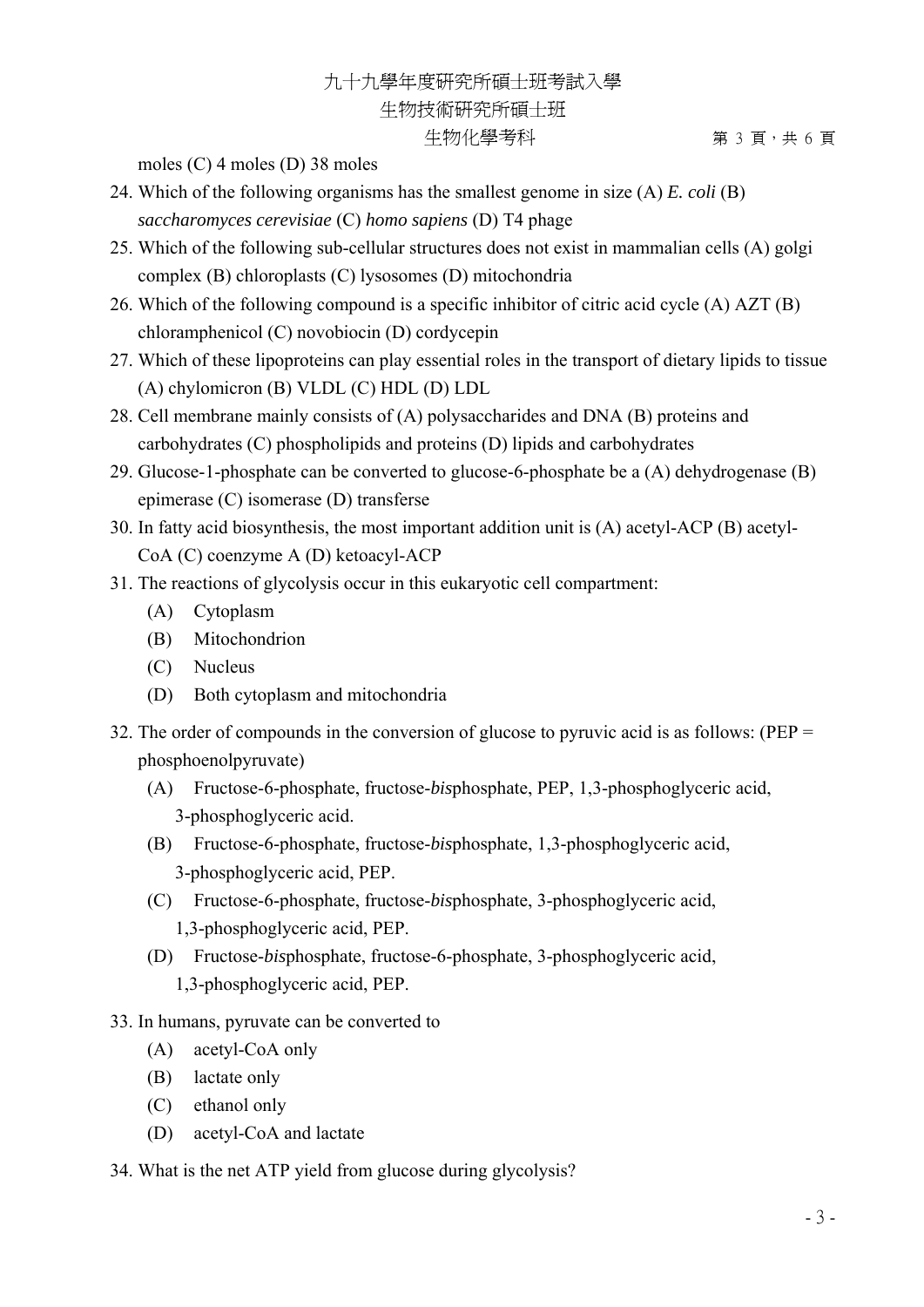moles (C) 4 moles (D) 38 moles

24. Which of the following organisms has the smallest genome in size (A) *E. coli* (B) *saccharomyces cerevisiae* (C) *homo sapiens* (D) T4 phage
25. Which of the following sub-cellular structures does not exist in mammalian cells (A) golgi complex (B) chloroplasts (C) lysosomes (D) mitochondria
26. Which of the following compound is a specific inhibitor of citric acid cycle (A) AZT (B) chloramphenicol (C) novobiocin (D) cordycepin
27. Which of these lipoproteins can play essential roles in the transport of dietary lipids to tissue (A) chylomicron (B) VLDL (C) HDL (D) LDL
28. Cell membrane mainly consists of (A) polysaccharides and DNA (B) proteins and carbohydrates (C) phospholipids and proteins (D) lipids and carbohydrates
29. Glucose-1-phosphate can be converted to glucose-6-phosphate be a (A) dehydrogenase (B) epimerase (C) isomerase (D) transferse
30. In fatty acid biosynthesis, the most important addition unit is (A) acetyl-ACP (B) acetyl-CoA (C) coenzyme A (D) ketoacyl-ACP
31. The reactions of glycolysis occur in this eukaryotic cell compartment:
    - (A) Cytoplasm
    - (B) Mitochondrion
    - (C) Nucleus
    - (D) Both cytoplasm and mitochondria
32. The order of compounds in the conversion of glucose to pyruvic acid is as follows: (PEP = phosphoenolpyruvate)
    - (A) Fructose-6-phosphate, fructose-*bis*phosphate, PEP, 1,3-phosphoglyceric acid, 3-phosphoglyceric acid.
    - (B) Fructose-6-phosphate, fructose-*bis*phosphate, 1,3-phosphoglyceric acid, 3-phosphoglyceric acid, PEP.
    - (C) Fructose-6-phosphate, fructose-*bis*phosphate, 3-phosphoglyceric acid, 1,3-phosphoglyceric acid, PEP.
    - (D) Fructose-*bis*phosphate, fructose-6-phosphate, 3-phosphoglyceric acid, 1,3-phosphoglyceric acid, PEP.
33. In humans, pyruvate can be converted to
    - (A) acetyl-CoA only
    - (B) lactate only
    - (C) ethanol only
    - (D) acetyl-CoA and lactate
34. What is the net ATP yield from glucose during glycolysis?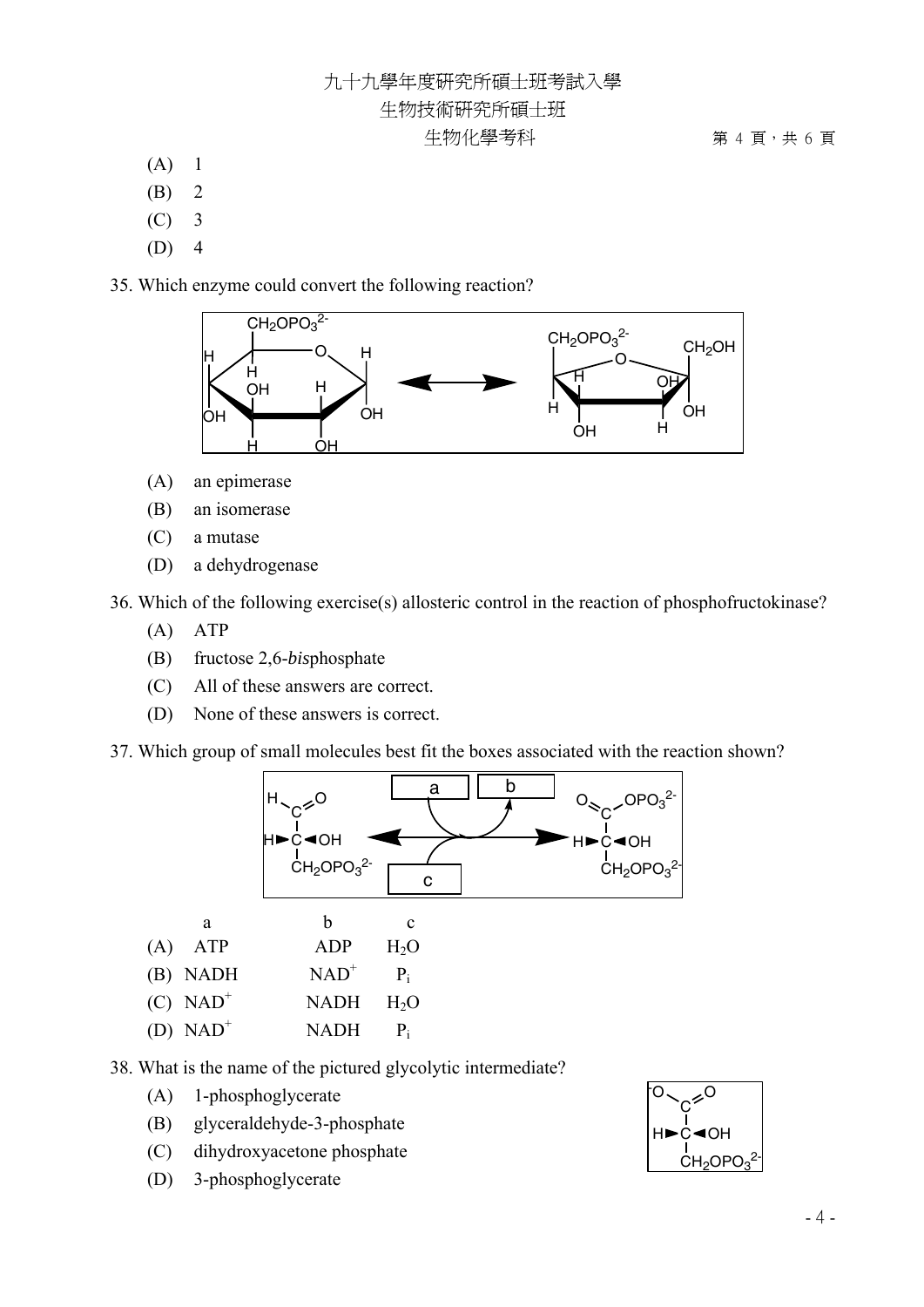(A) 1

(B) 2

(C) 3

(D) 4

35. Which enzyme could convert the following reaction?

(A) an epimerase

(B) an isomerase

(C) a mutase

(D) a dehydrogenase

36. Which of the following exercise(s) allosteric control in the reaction of phosphofructokinase?

(A) ATP

(B) fructose 2,6-*bis*phosphate

(C) All of these answers are correct.

(D) None of these answers is correct.

37. Which group of small molecules best fit the boxes associated with the reaction shown?

| | a | b | c |
|---|---|---|---|
| (A) | ATP | ADP | $H_2O$ |
| (B) | NADH | $NAD^+$ | $P_i$ |
| (C) | $NAD^+$ | NADH | $H_2O$ |
| (D) | $NAD^+$ | NADH | $P_i$ |

38. What is the name of the pictured glycolytic intermediate?

(A) 1-phosphoglycerate

(B) glyceraldehyde-3-phosphate

(C) dihydroxyacetone phosphate

(D) 3-phosphoglycerate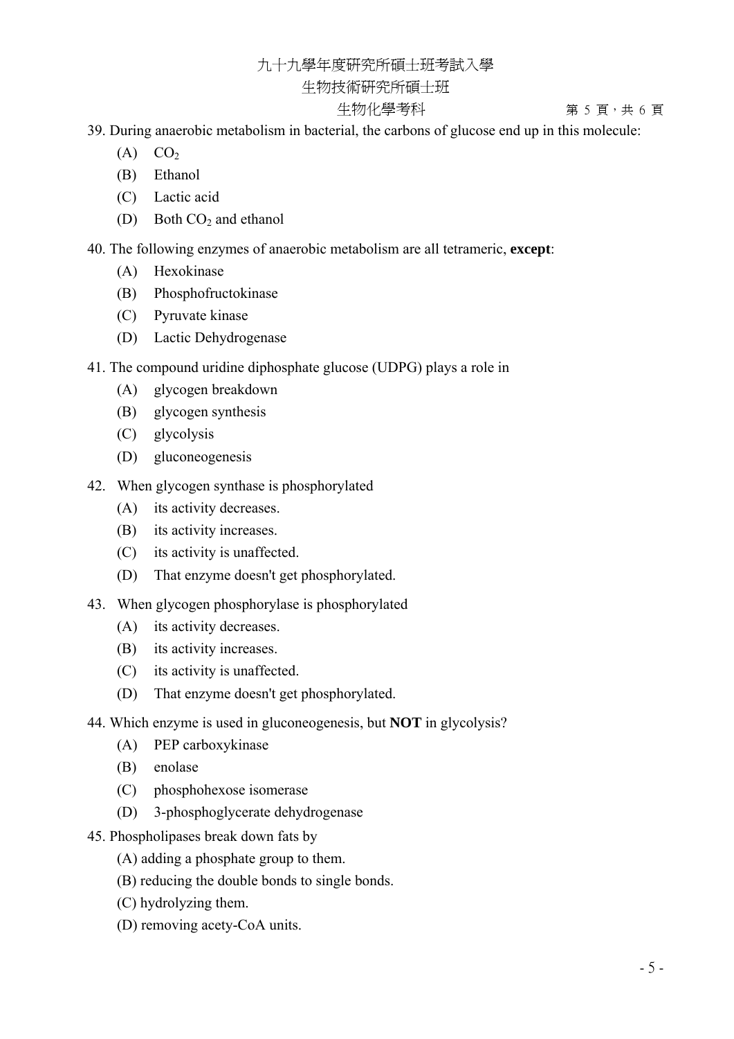39. During anaerobic metabolism in bacterial, the carbons of glucose end up in this molecule:
    - (A) $CO_2$
    - (B) Ethanol
    - (C) Lactic acid
    - (D) Both $CO_2$ and ethanol

40. The following enzymes of anaerobic metabolism are all tetrameric, **except**:
    - (A) Hexokinase
    - (B) Phosphofructokinase
    - (C) Pyruvate kinase
    - (D) Lactic Dehydrogenase

41. The compound uridine diphosphate glucose (UDPG) plays a role in
    - (A) glycogen breakdown
    - (B) glycogen synthesis
    - (C) glycolysis
    - (D) gluconeogenesis

42. When glycogen synthase is phosphorylated
    - (A) its activity decreases.
    - (B) its activity increases.
    - (C) its activity is unaffected.
    - (D) That enzyme doesn't get phosphorylated.

43. When glycogen phosphorylase is phosphorylated
    - (A) its activity decreases.
    - (B) its activity increases.
    - (C) its activity is unaffected.
    - (D) That enzyme doesn't get phosphorylated.

44. Which enzyme is used in gluconeogenesis, but **NOT** in glycolysis?
    - (A) PEP carboxykinase
    - (B) enolase
    - (C) phosphohexose isomerase
    - (D) 3-phosphoglycerate dehydrogenase

45. Phospholipases break down fats by
    - (A) adding a phosphate group to them.
    - (B) reducing the double bonds to single bonds.
    - (C) hydrolyzing them.
    - (D) removing acety-CoA units.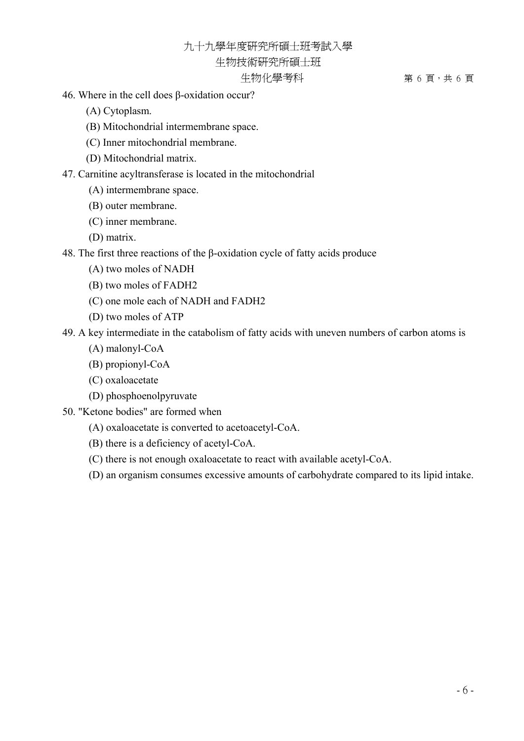46. Where in the cell does β-oxidation occur?

    (A) Cytoplasm.

    (B) Mitochondrial intermembrane space.

    (C) Inner mitochondrial membrane.

    (D) Mitochondrial matrix.

47. Carnitine acyltransferase is located in the mitochondrial

    (A) intermembrane space.

    (B) outer membrane.

    (C) inner membrane.

    (D) matrix.

48. The first three reactions of the β-oxidation cycle of fatty acids produce

    (A) two moles of NADH

    (B) two moles of $FADH_2$

    (C) one mole each of NADH and $FADH_2$

    (D) two moles of ATP

49. A key intermediate in the catabolism of fatty acids with uneven numbers of carbon atoms is

    (A) malonyl-CoA

    (B) propionyl-CoA

    (C) oxaloacetate

    (D) phosphoenolpyruvate

50. "Ketone bodies" are formed when

    (A) oxaloacetate is converted to acetoacetyl-CoA.

    (B) there is a deficiency of acetyl-CoA.

    (C) there is not enough oxaloacetate to react with available acetyl-CoA.

    (D) an organism consumes excessive amounts of carbohydrate compared to its lipid intake.